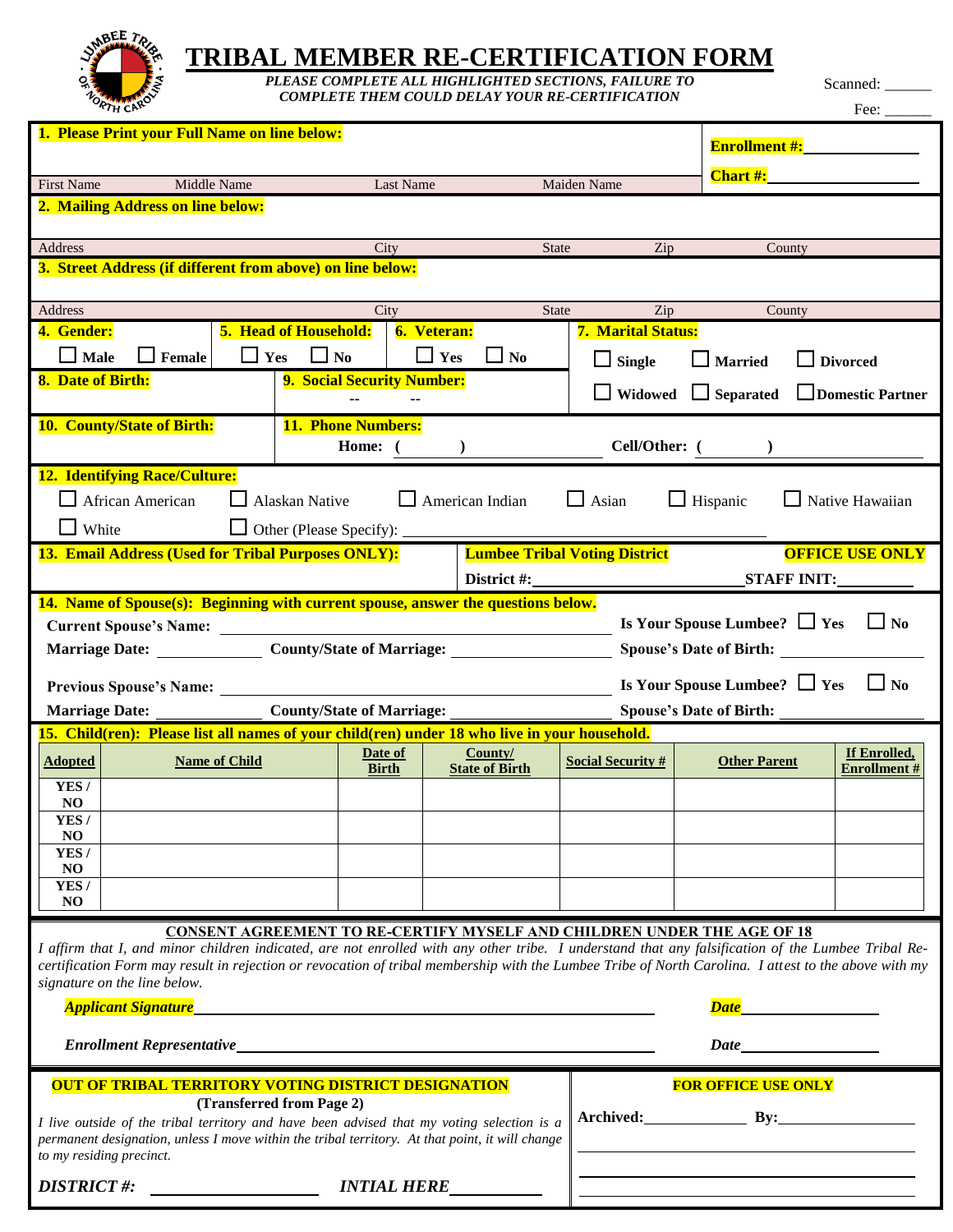# TRIBAL MEMBER RE-CERTIFICATION FORM

***PLEASE COMPLETE ALL HIGHLIGHTED SECTIONS, FAILURE TO COMPLETE THEM COULD DELAY YOUR RE-CERTIFICATION***

Scanned: ______

Fee: ______

**1. Please Print your Full Name on line below:**

First Name Middle Name Last Name Maiden Name

**Enrollment #:** ____________

**Chart #:** ____________

**2. Mailing Address on line below:**

Address City State Zip County

**3. Street Address (if different from above) on line below:**

Address City State Zip County

**4. Gender:** ☐ **Male** ☐ **Female**

**5. Head of Household:** ☐ **Yes** ☐ **No**

**6. Veteran:** ☐ **Yes** ☐ **No**

**7. Marital Status:** ☐ **Single** ☐ **Married** ☐ **Divorced** ☐ **Widowed** ☐ **Separated** ☐ **Domestic Partner**

**8. Date of Birth:**

**9. Social Security Number:** -- --

**10. County/State of Birth:**

**11. Phone Numbers:** **Home: (    )** ____________ **Cell/Other: (    )** ____________

**12. Identifying Race/Culture:**

☐ African American ☐ Alaskan Native ☐ American Indian ☐ Asian ☐ Hispanic ☐ Native Hawaiian

☐ White ☐ Other (Please Specify): ____________

**13. Email Address (Used for Tribal Purposes ONLY):**

**Lumbee Tribal Voting District**

**District #:** ____________

**OFFICE USE ONLY**

**STAFF INIT:** ____________

**14. Name of Spouse(s): Beginning with current spouse, answer the questions below.**

**Current Spouse's Name:** ____________ **Is Your Spouse Lumbee?** ☐ **Yes** ☐ **No**

**Marriage Date:** ________ **County/State of Marriage:** ________ **Spouse's Date of Birth:** ________

**Previous Spouse's Name:** ____________ **Is Your Spouse Lumbee?** ☐ **Yes** ☐ **No**

**Marriage Date:** ________ **County/State of Marriage:** ________ **Spouse's Date of Birth:** ________

**15. Child(ren): Please list all names of your child(ren) under 18 who live in your household.**

| Adopted | Name of Child | Date of Birth | County/ State of Birth | Social Security # | Other Parent | If Enrolled, Enrollment # |
|---|---|---|---|---|---|---|
| YES / NO | | | | | | |
| YES / NO | | | | | | |
| YES / NO | | | | | | |
| YES / NO | | | | | | |

**CONSENT AGREEMENT TO RE-CERTIFY MYSELF AND CHILDREN UNDER THE AGE OF 18**

*I affirm that I, and minor children indicated, are not enrolled with any other tribe. I understand that any falsification of the Lumbee Tribal Re-certification Form may result in rejection or revocation of tribal membership with the Lumbee Tribe of North Carolina. I attest to the above with my signature on the line below.*

***Applicant Signature*** ____________ ***Date*** ____________

***Enrollment Representative*** ____________ ***Date*** ____________

**OUT OF TRIBAL TERRITORY VOTING DISTRICT DESIGNATION**

**(Transferred from Page 2)**

*I live outside of the tribal territory and have been advised that my voting selection is a permanent designation, unless I move within the tribal territory. At that point, it will change to my residing precinct.*

***DISTRICT #:*** ____________ ***INTIAL HERE*** ____________

**FOR OFFICE USE ONLY**

**Archived:** ____________ **By:** ____________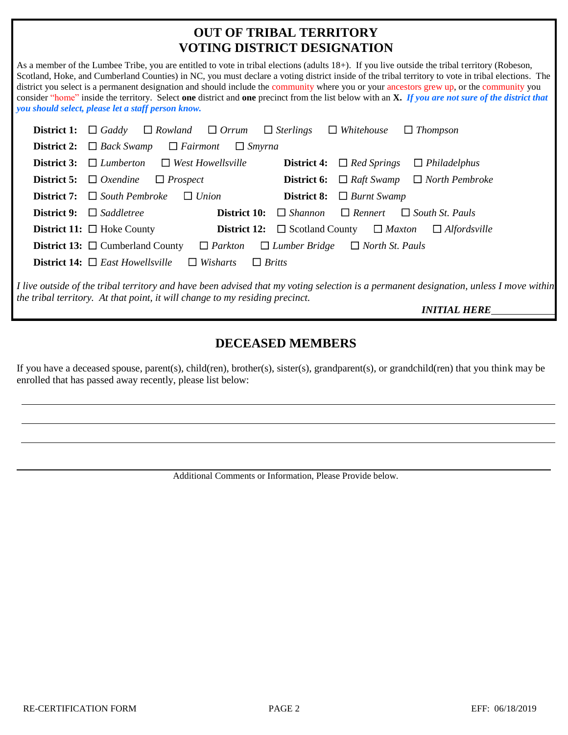# OUT OF TRIBAL TERRITORY
# VOTING DISTRICT DESIGNATION

As a member of the Lumbee Tribe, you are entitled to vote in tribal elections (adults 18+). If you live outside the tribal territory (Robeson, Scotland, Hoke, and Cumberland Counties) in NC, you must declare a voting district inside of the tribal territory to vote in tribal elections. The district you select is a permanent designation and should include the community where you or your ancestors grew up, or the community you consider "home" inside the territory. Select **one** district and **one** precinct from the list below with an **X.** ***If you are not sure of the district that you should select, please let a staff person know.***

**District 1:** ☐ *Gaddy* ☐ *Rowland* ☐ *Orrum* ☐ *Sterlings* ☐ *Whitehouse* ☐ *Thompson*

**District 2:** ☐ *Back Swamp* ☐ *Fairmont* ☐ *Smyrna*

**District 3:** ☐ *Lumberton* ☐ *West Howellsville*

**District 4:** ☐ *Red Springs* ☐ *Philadelphus*

**District 5:** ☐ *Oxendine* ☐ *Prospect*

**District 6:** ☐ *Raft Swamp* ☐ *North Pembroke*

**District 7:** ☐ *South Pembroke* ☐ *Union*

**District 8:** ☐ *Burnt Swamp*

**District 9:** ☐ *Saddletree*

**District 10:** ☐ *Shannon* ☐ *Rennert* ☐ *South St. Pauls*

**District 11:** ☐ Hoke County

**District 12:** ☐ Scotland County ☐ *Maxton* ☐ *Alfordsville*

**District 13:** ☐ Cumberland County ☐ *Parkton* ☐ *Lumber Bridge* ☐ *North St. Pauls*

**District 14:** ☐ *East Howellsville* ☐ *Wisharts* ☐ *Britts*

*I live outside of the tribal territory and have been advised that my voting selection is a permanent designation, unless I move within the tribal territory. At that point, it will change to my residing precinct.*

***INITIAL HERE*** ____________

## DECEASED MEMBERS

If you have a deceased spouse, parent(s), child(ren), brother(s), sister(s), grandparent(s), or grandchild(ren) that you think may be enrolled that has passed away recently, please list below:

_______________________________________________

_______________________________________________

_______________________________________________

Additional Comments or Information, Please Provide below.

RE-CERTIFICATION FORM EFF: 06/18/2019